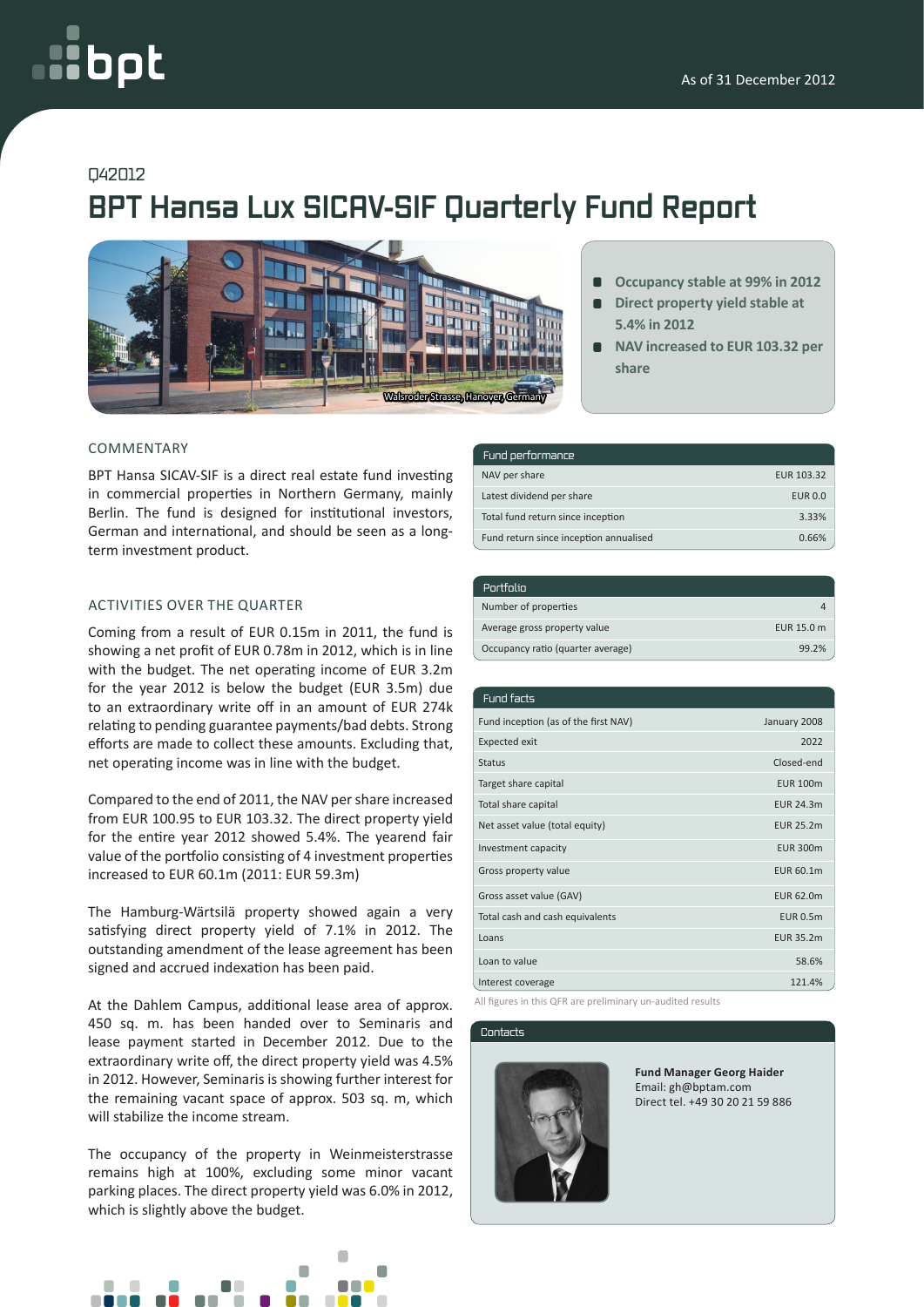As of 31 December 2012

Q42012

# BPT Hansa Lux SICAV-SIF Quarterly Fund Report

Walsroder Strasse, Hanover, Germany

- **Occupancy stable at 99% in 2012**
- **Direct property yield stable at 5.4% in 2012**
- **NAV increased to EUR 103.32 per share**

## COMMENTARY

BPT Hansa SICAV-SIF is a direct real estate fund investing in commercial properties in Northern Germany, mainly Berlin. The fund is designed for institutional investors, German and international, and should be seen as a long-term investment product.

## ACTIVITIES OVER THE QUARTER

Coming from a result of EUR 0.15m in 2011, the fund is showing a net profit of EUR 0.78m in 2012, which is in line with the budget. The net operating income of EUR 3.2m for the year 2012 is below the budget (EUR 3.5m) due to an extraordinary write off in an amount of EUR 274k relating to pending guarantee payments/bad debts. Strong efforts are made to collect these amounts. Excluding that, net operating income was in line with the budget.

Compared to the end of 2011, the NAV per share increased from EUR 100.95 to EUR 103.32. The direct property yield for the entire year 2012 showed 5.4%. The yearend fair value of the portfolio consisting of 4 investment properties increased to EUR 60.1m (2011: EUR 59.3m)

The Hamburg-Wärtsilä property showed again a very satisfying direct property yield of 7.1% in 2012. The outstanding amendment of the lease agreement has been signed and accrued indexation has been paid.

At the Dahlem Campus, additional lease area of approx. 450 sq. m. has been handed over to Seminaris and lease payment started in December 2012. Due to the extraordinary write off, the direct property yield was 4.5% in 2012. However, Seminaris is showing further interest for the remaining vacant space of approx. 503 sq. m, which will stabilize the income stream.

The occupancy of the property in Weinmeisterstrasse remains high at 100%, excluding some minor vacant parking places. The direct property yield was 6.0% in 2012, which is slightly above the budget.

| Fund performance | |
|---|---|
| NAV per share | EUR 103.32 |
| Latest dividend per share | EUR 0.0 |
| Total fund return since inception | 3.33% |
| Fund return since inception annualised | 0.66% |

| Portfolio | |
|---|---|
| Number of properties | 4 |
| Average gross property value | EUR 15.0 m |
| Occupancy ratio (quarter average) | 99.2% |

| Fund facts | |
|---|---|
| Fund inception (as of the first NAV) | January 2008 |
| Expected exit | 2022 |
| Status | Closed-end |
| Target share capital | EUR 100m |
| Total share capital | EUR 24.3m |
| Net asset value (total equity) | EUR 25.2m |
| Investment capacity | EUR 300m |
| Gross property value | EUR 60.1m |
| Gross asset value (GAV) | EUR 62.0m |
| Total cash and cash equivalents | EUR 0.5m |
| Loans | EUR 35.2m |
| Loan to value | 58.6% |
| Interest coverage | 121.4% |

All figures in this QFR are preliminary un-audited results

## Contacts

**Fund Manager Georg Haider**
Email: gh@bptam.com
Direct tel. +49 30 20 21 59 886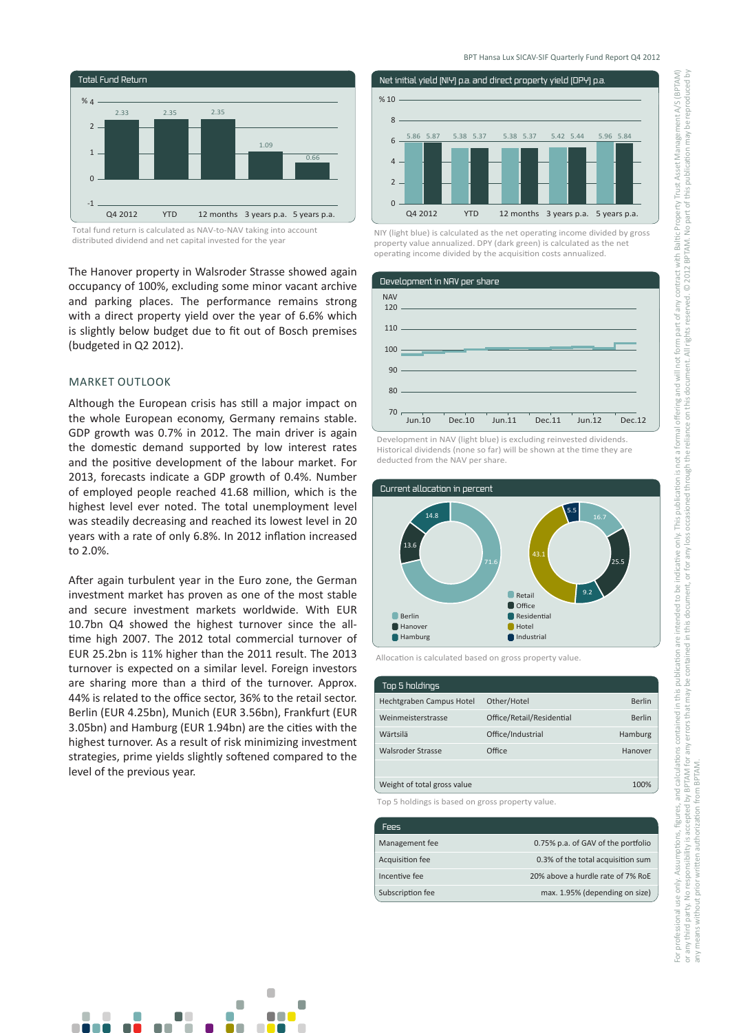Total Fund Return

% 4
2
1
0
-1

2.33 2.35 2.35 1.09 0.66

Q4 2012 YTD 12 months 3 years p.a. 5 years p.a.

Total fund return is calculated as NAV-to-NAV taking into account distributed dividend and net capital invested for the year

The Hanover property in Walsroder Strasse showed again occupancy of 100%, excluding some minor vacant archive and parking places. The performance remains strong with a direct property yield over the year of 6.6% which is slightly below budget due to fit out of Bosch premises (budgeted in Q2 2012).

## MARKET OUTLOOK

Although the European crisis has still a major impact on the whole European economy, Germany remains stable. GDP growth was 0.7% in 2012. The main driver is again the domestic demand supported by low interest rates and the positive development of the labour market. For 2013, forecasts indicate a GDP growth of 0.4%. Number of employed people reached 41.68 million, which is the highest level ever noted. The total unemployment level was steadily decreasing and reached its lowest level in 20 years with a rate of only 6.8%. In 2012 inflation increased to 2.0%.

After again turbulent year in the Euro zone, the German investment market has proven as one of the most stable and secure investment markets worldwide. With EUR 10.7bn Q4 showed the highest turnover since the all-time high 2007. The 2012 total commercial turnover of EUR 25.2bn is 11% higher than the 2011 result. The 2013 turnover is expected on a similar level. Foreign investors are sharing more than a third of the turnover. Approx. 44% is related to the office sector, 36% to the retail sector. Berlin (EUR 4.25bn), Munich (EUR 3.56bn), Frankfurt (EUR 3.05bn) and Hamburg (EUR 1.94bn) are the cities with the highest turnover. As a result of risk minimizing investment strategies, prime yields slightly softened compared to the level of the previous year.

Net initial yield (NIY) p.a. and direct property yield (DPY) p.a.

% 10
8
6
4
2
0

5.86 5.87 5.38 5.37 5.38 5.37 5.42 5.44 5.96 5.84

Q4 2012 YTD 12 months 3 years p.a. 5 years p.a.

NIY (light blue) is calculated as the net operating income divided by gross property value annualized. DPY (dark green) is calculated as the net operating income divided by the acquisition costs annualized.

Development in NAV per share

NAV
120
110
100
90
80
70

Jun.10 Dec.10 Jun.11 Dec.11 Jun.12 Dec.12

Development in NAV (light blue) is excluding reinvested dividends. Historical dividends (none so far) will be shown at the time they are deducted from the NAV per share.

Current allocation in percent

14.8 13.6 71.6

Berlin
Hanover
Hamburg

5.5 16.7 25.5 9.2 43.1

Retail
Office
Residential
Hotel
Industrial

Allocation is calculated based on gross property value.

| Top 5 holdings | | |
|---|---|---|
| Hechtgraben Campus Hotel | Other/Hotel | Berlin |
| Weinmeisterstrasse | Office/Retail/Residential | Berlin |
| Wärtsilä | Office/Industrial | Hamburg |
| Walsroder Strasse | Office | Hanover |
| | | |
| Weight of total gross value | | 100% |

Top 5 holdings is based on gross property value.

| Fees | |
|---|---|
| Management fee | 0.75% p.a. of GAV of the portfolio |
| Acquisition fee | 0.3% of the total acquisition sum |
| Incentive fee | 20% above a hurdle rate of 7% RoE |
| Subscription fee | max. 1.95% (depending on size) |

For professional use only. Assumptions, figures, and calculations contained in this publication are intended to be indicative only. This publication is not a formal offering and will not form part of any contract with Baltic Property Trust Asset Management A/S (BPTAM) or any third party. No responsibility is accepted by BPTAM for any errors that may be contained in this document, or for any loss occasioned through the reliance on this document. All rights reserved. © 2012 BPTAM. No part of this publication may be reproduced by any means without prior written authorization from BPTAM.